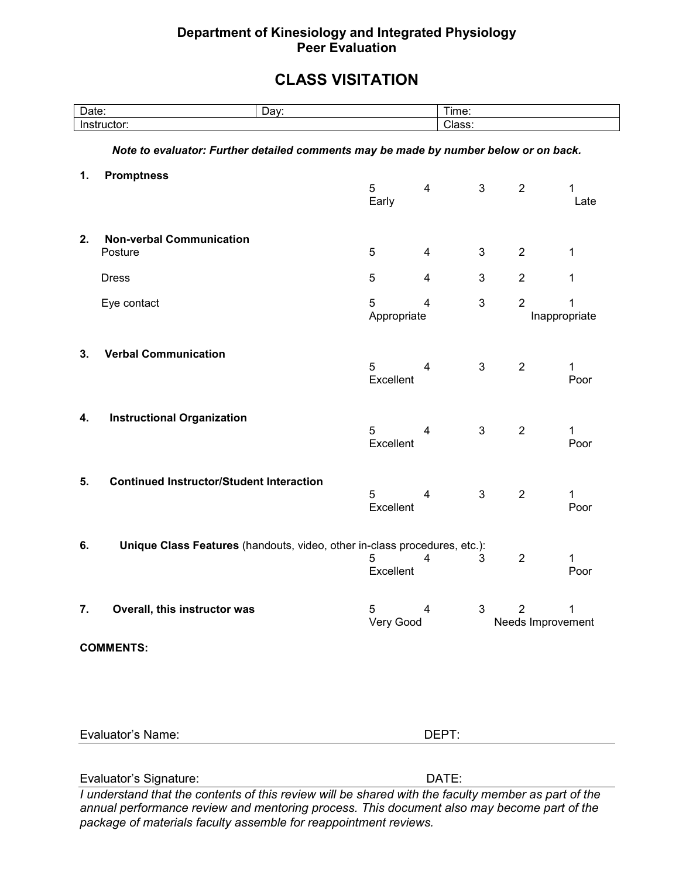**Department of Kinesiology and Integrated Physiology**
**Peer Evaluation**

# CLASS VISITATION

| Date: | Day: | Time: |
|---|---|---|
| Instructor: | | Class: |

***Note to evaluator: Further detailed comments may be made by number below or on back.***

**1. Promptness**

5 Early 4 3 2 1 Late

**2. Non-verbal Communication**

Posture 5 4 3 2 1

Dress 5 4 3 2 1

Eye contact 5 4 3 2 1

5 Appropriate … 1 Inappropriate

**3. Verbal Communication**

5 Excellent 4 3 2 1 Poor

**4. Instructional Organization**

5 Excellent 4 3 2 1 Poor

**5. Continued Instructor/Student Interaction**

5 Excellent 4 3 2 1 Poor

**6. Unique Class Features** (handouts, video, other in-class procedures, etc.):

5 Excellent 4 3 2 1 Poor

**7. Overall, this instructor was**

5 Very Good 4 3 2 1 Needs Improvement

**COMMENTS:**

Evaluator's Name: DEPT:

Evaluator's Signature: DATE:

*I understand that the contents of this review will be shared with the faculty member as part of the annual performance review and mentoring process. This document also may become part of the package of materials faculty assemble for reappointment reviews.*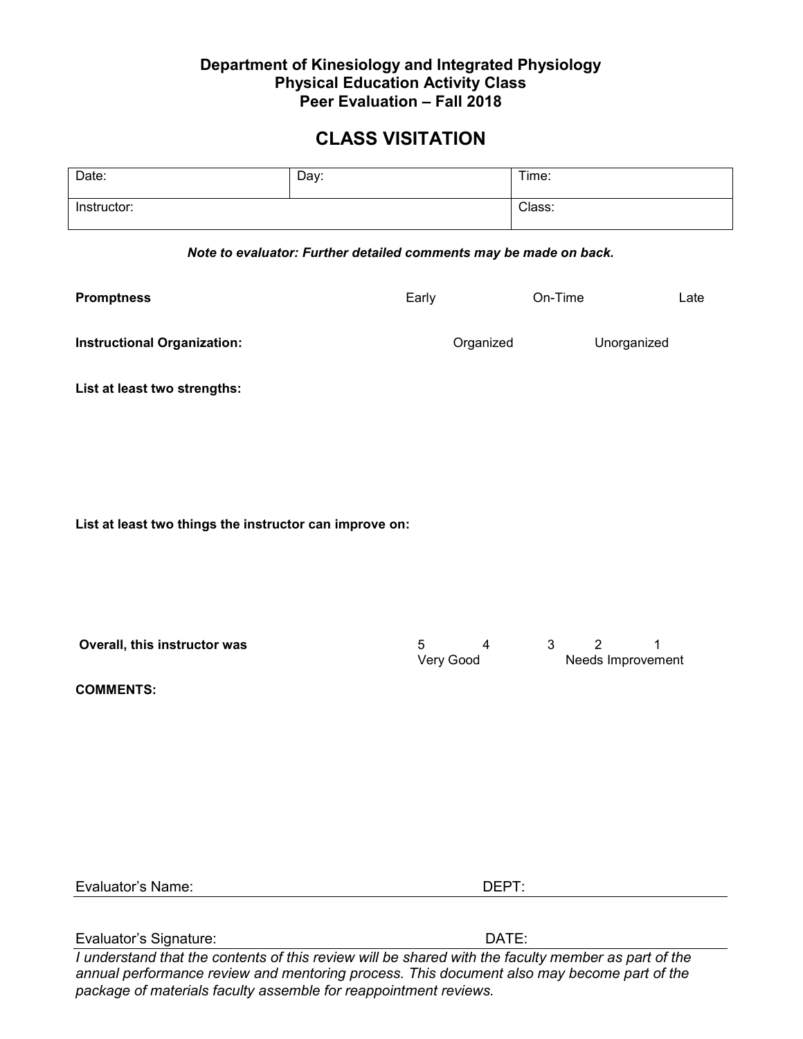**Department of Kinesiology and Integrated Physiology**
**Physical Education Activity Class**
**Peer Evaluation – Fall 2018**

## CLASS VISITATION

| | | |
|---|---|---|
| Date: | Day: | Time: |
| Instructor: | | Class: |

***Note to evaluator: Further detailed comments may be made on back.***

**Promptness** Early On-Time Late

**Instructional Organization:** Organized Unorganized

**List at least two strengths:**

**List at least two things the instructor can improve on:**

**Overall, this instructor was** 5 4 3 2 1
Very Good Needs Improvement

**COMMENTS:**

Evaluator's Name: DEPT:

Evaluator's Signature: DATE:

*I understand that the contents of this review will be shared with the faculty member as part of the annual performance review and mentoring process. This document also may become part of the package of materials faculty assemble for reappointment reviews.*